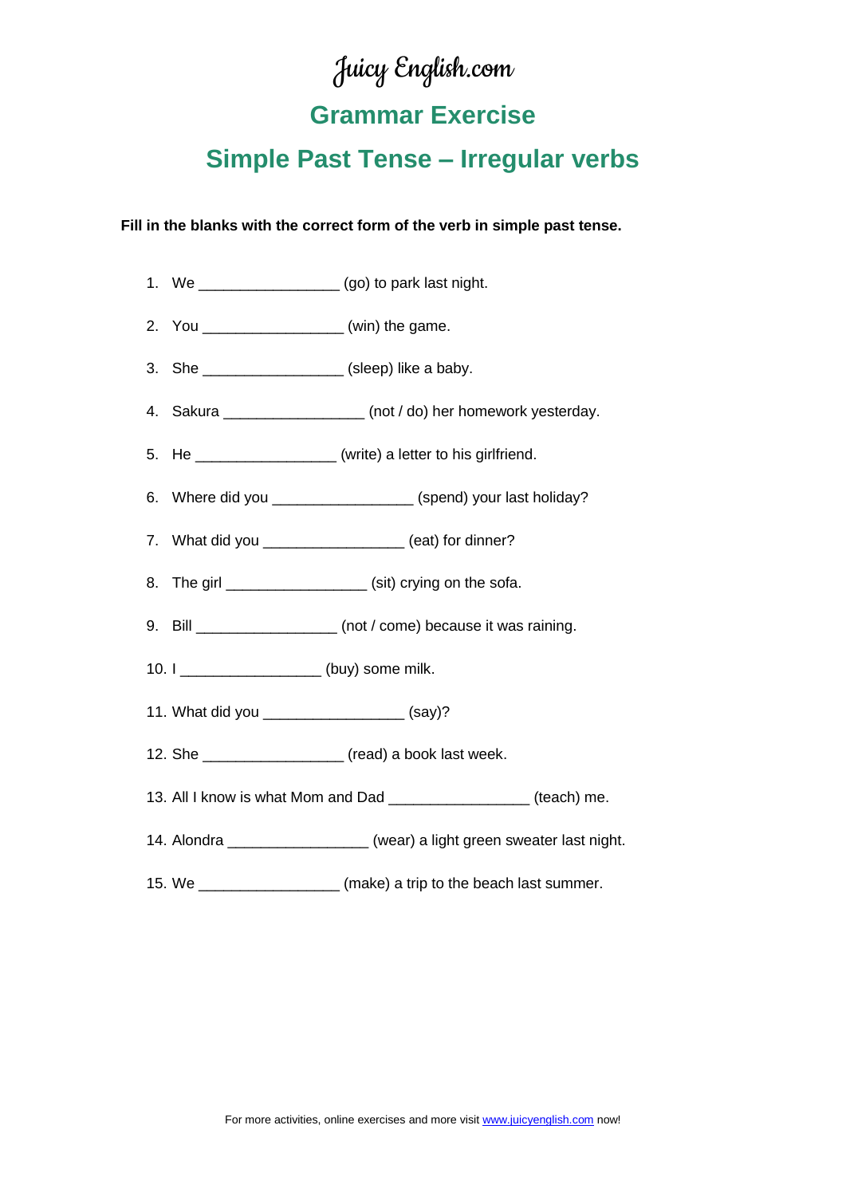Juicy English.com

## Grammar Exercise

## Simple Past Tense – Irregular verbs

**Fill in the blanks with the correct form of the verb in simple past tense.**

1. We ________________ (go) to park last night.
2. You ________________ (win) the game.
3. She ________________ (sleep) like a baby.
4. Sakura ________________ (not / do) her homework yesterday.
5. He ________________ (write) a letter to his girlfriend.
6. Where did you ________________ (spend) your last holiday?
7. What did you ________________ (eat) for dinner?
8. The girl ________________ (sit) crying on the sofa.
9. Bill ________________ (not / come) because it was raining.
10. I ________________ (buy) some milk.
11. What did you ________________ (say)?
12. She ________________ (read) a book last week.
13. All I know is what Mom and Dad ________________ (teach) me.
14. Alondra ________________ (wear) a light green sweater last night.
15. We ________________ (make) a trip to the beach last summer.

For more activities, online exercises and more visit www.juicyenglish.com now!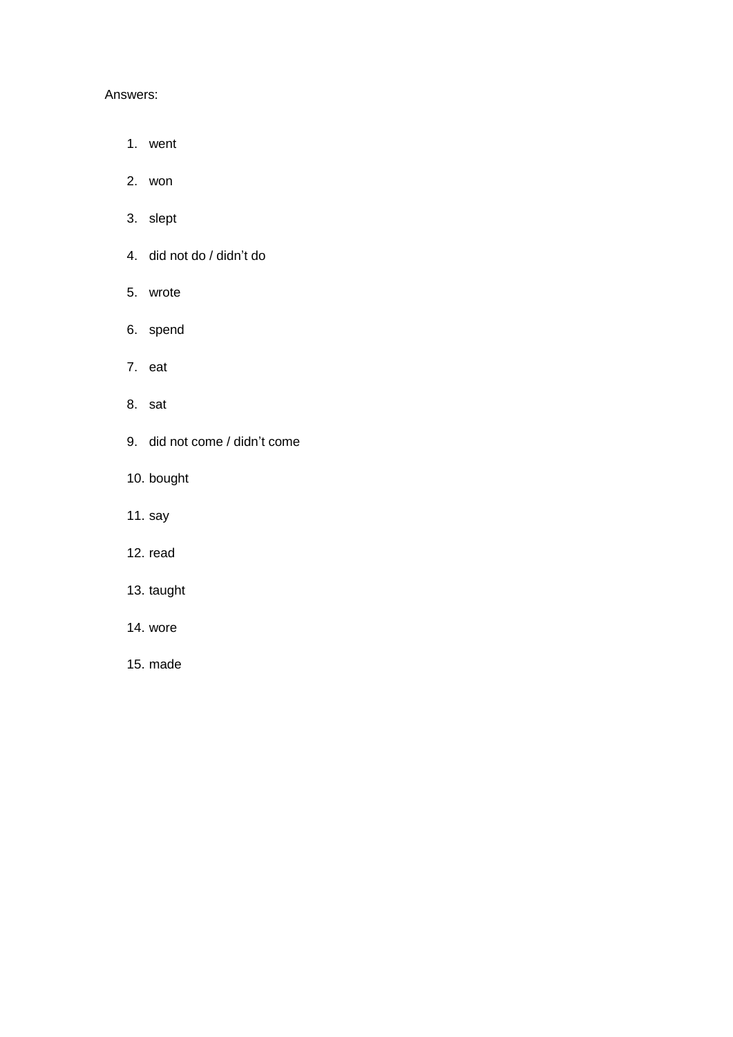Answers:

1. went
2. won
3. slept
4. did not do / didn’t do
5. wrote
6. spend
7. eat
8. sat
9. did not come / didn’t come
10. bought
11. say
12. read
13. taught
14. wore
15. made